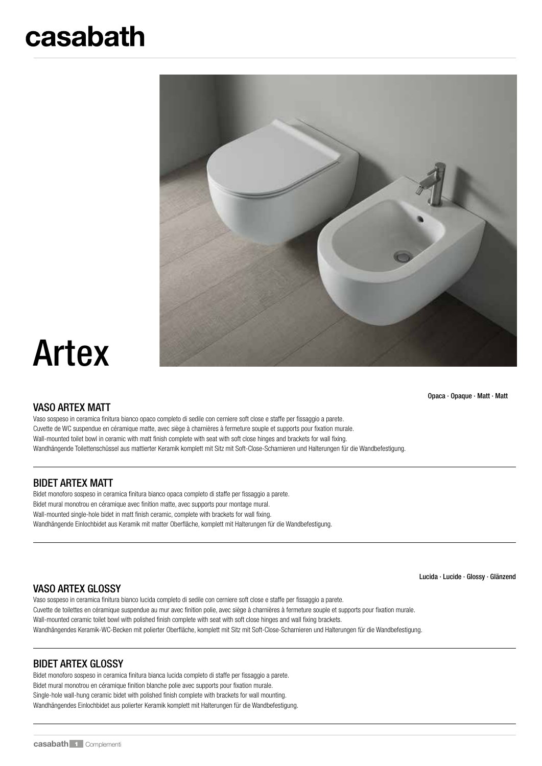# casabath

# Artex

Opaca · Opaque · Matt · Matt

## VASO ARTEX MATT

Vaso sospeso in ceramica finitura bianco opaco completo di sedile con cerniere soft close e staffe per fissaggio a parete.
Cuvette de WC suspendue en céramique matte, avec siège à charnières à fermeture souple et supports pour fixation murale.
Wall-mounted toilet bowl in ceramic with matt finish complete with seat with soft close hinges and brackets for wall fixing.
Wandhängende Toilettenschüssel aus mattierter Keramik komplett mit Sitz mit Soft-Close-Scharnieren und Halterungen für die Wandbefestigung.

## BIDET ARTEX MATT

Bidet monoforo sospeso in ceramica finitura bianco opaca completo di staffe per fissaggio a parete.
Bidet mural monotrou en céramique avec finition matte, avec supports pour montage mural.
Wall-mounted single-hole bidet in matt finish ceramic, complete with brackets for wall fixing.
Wandhängende Einlochbidet aus Keramik mit matter Oberfläche, komplett mit Halterungen für die Wandbefestigung.

Lucida · Lucide · Glossy · Glänzend

## VASO ARTEX GLOSSY

Vaso sospeso in ceramica finitura bianco lucida completo di sedile con cerniere soft close e staffe per fissaggio a parete.
Cuvette de toilettes en céramique suspendue au mur avec finition polie, avec siège à charnières à fermeture souple et supports pour fixation murale.
Wall-mounted ceramic toilet bowl with polished finish complete with seat with soft close hinges and wall fixing brackets.
Wandhängendes Keramik-WC-Becken mit polierter Oberfläche, komplett mit Sitz mit Soft-Close-Scharnieren und Halterungen für die Wandbefestigung.

## BIDET ARTEX GLOSSY

Bidet monoforo sospeso in ceramica finitura bianca lucida completo di staffe per fissaggio a parete.
Bidet mural monotrou en céramique finition blanche polie avec supports pour fixation murale.
Single-hole wall-hung ceramic bidet with polished finish complete with brackets for wall mounting.
Wandhängendes Einlochbidet aus polierter Keramik komplett mit Halterungen für die Wandbefestigung.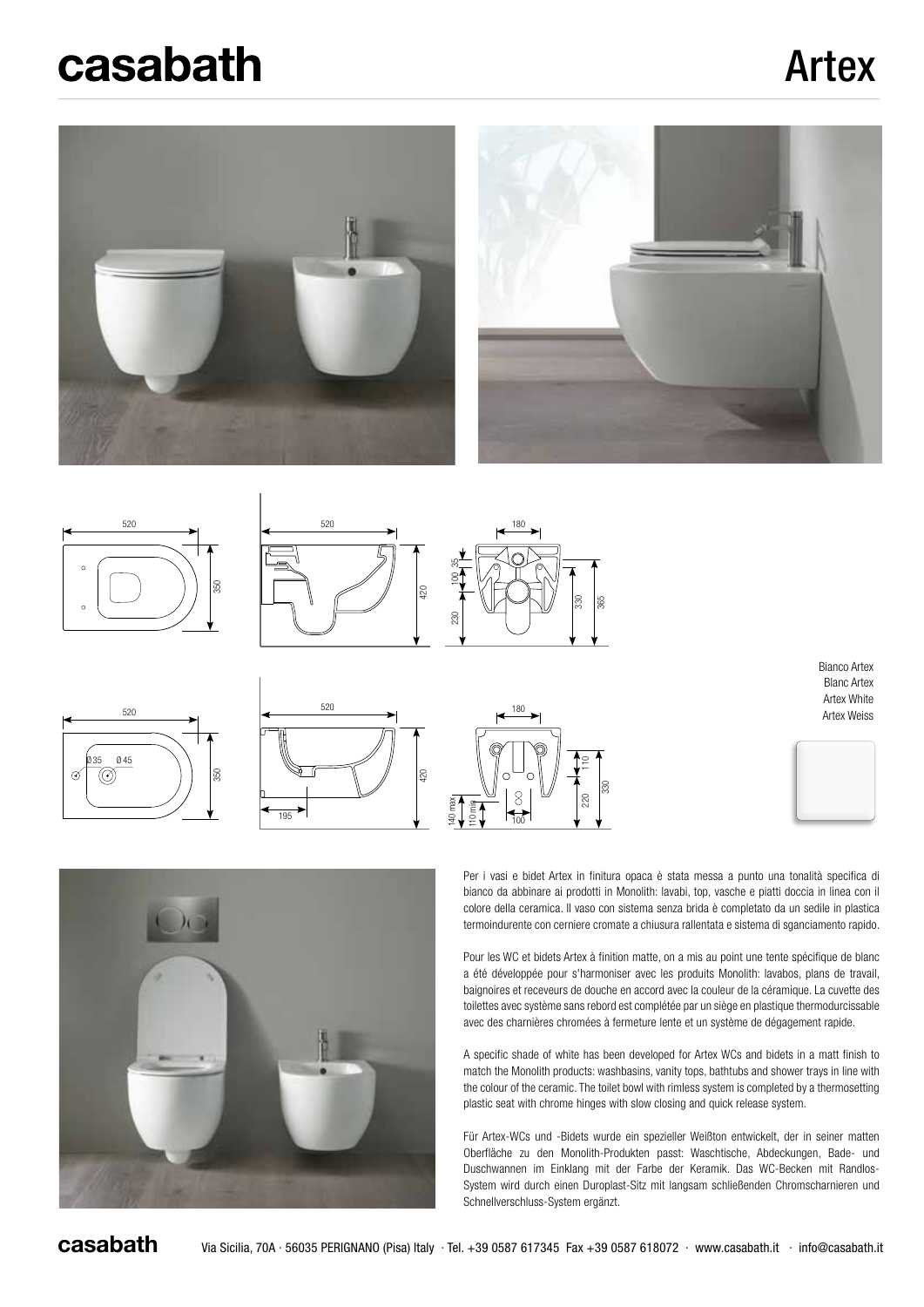# casabath

# Artex

520

350

520

420

180

100

35

230

330

365

520

Ø 35 Ø 45

350

520

420

195

180

110

220

330

140 max

110 min

100

Bianco Artex
Blanc Artex
Artex White
Artex Weiss

Per i vasi e bidet Artex in finitura opaca è stata messa a punto una tonalità specifica di bianco da abbinare ai prodotti in Monolith: lavabi, top, vasche e piatti doccia in linea con il colore della ceramica. Il vaso con sistema senza brida è completato da un sedile in plastica termoindurente con cerniere cromate a chiusura rallentata e sistema di sganciamento rapido.

Pour les WC et bidets Artex à finition matte, on a mis au point une tente spécifique de blanc a été développée pour s'harmoniser avec les produits Monolith: lavabos, plans de travail, baignoires et receveurs de douche en accord avec la couleur de la céramique. La cuvette des toilettes avec système sans rebord est complétée par un siège en plastique thermodurcissable avec des charnières chromées à fermeture lente et un système de dégagement rapide.

A specific shade of white has been developed for Artex WCs and bidets in a matt finish to match the Monolith products: washbasins, vanity tops, bathtubs and shower trays in line with the colour of the ceramic. The toilet bowl with rimless system is completed by a thermosetting plastic seat with chrome hinges with slow closing and quick release system.

Für Artex-WCs und -Bidets wurde ein spezieller Weißton entwickelt, der in seiner matten Oberfläche zu den Monolith-Produkten passt: Waschtische, Abdeckungen, Bade- und Duschwannen im Einklang mit der Farbe der Keramik. Das WC-Becken mit Randlos-System wird durch einen Duroplast-Sitz mit langsam schließenden Chromscharnieren und Schnellverschluss-System ergänzt.

**casabath** Via Sicilia, 70A · 56035 PERIGNANO (Pisa) Italy · Tel. +39 0587 617345 Fax +39 0587 618072 · www.casabath.it · info@casabath.it